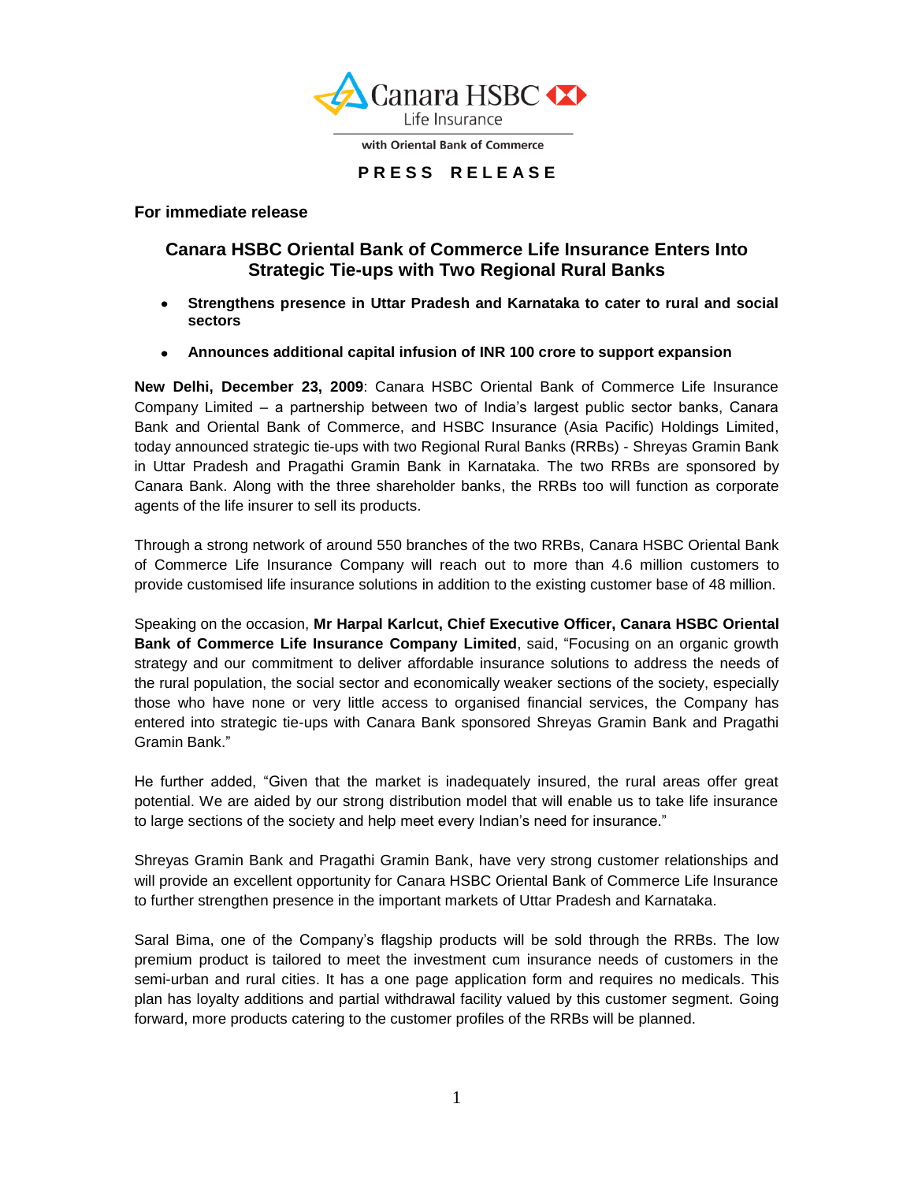Canara HSBC Life Insurance

with Oriental Bank of Commerce

**PRESS RELEASE**

**For immediate release**

## Canara HSBC Oriental Bank of Commerce Life Insurance Enters Into Strategic Tie-ups with Two Regional Rural Banks

- **Strengthens presence in Uttar Pradesh and Karnataka to cater to rural and social sectors**
- **Announces additional capital infusion of INR 100 crore to support expansion**

**New Delhi, December 23, 2009**: Canara HSBC Oriental Bank of Commerce Life Insurance Company Limited – a partnership between two of India's largest public sector banks, Canara Bank and Oriental Bank of Commerce, and HSBC Insurance (Asia Pacific) Holdings Limited, today announced strategic tie-ups with two Regional Rural Banks (RRBs) - Shreyas Gramin Bank in Uttar Pradesh and Pragathi Gramin Bank in Karnataka. The two RRBs are sponsored by Canara Bank. Along with the three shareholder banks, the RRBs too will function as corporate agents of the life insurer to sell its products.

Through a strong network of around 550 branches of the two RRBs, Canara HSBC Oriental Bank of Commerce Life Insurance Company will reach out to more than 4.6 million customers to provide customised life insurance solutions in addition to the existing customer base of 48 million.

Speaking on the occasion, **Mr Harpal Karlcut, Chief Executive Officer, Canara HSBC Oriental Bank of Commerce Life Insurance Company Limited**, said, "Focusing on an organic growth strategy and our commitment to deliver affordable insurance solutions to address the needs of the rural population, the social sector and economically weaker sections of the society, especially those who have none or very little access to organised financial services, the Company has entered into strategic tie-ups with Canara Bank sponsored Shreyas Gramin Bank and Pragathi Gramin Bank."

He further added, "Given that the market is inadequately insured, the rural areas offer great potential. We are aided by our strong distribution model that will enable us to take life insurance to large sections of the society and help meet every Indian's need for insurance."

Shreyas Gramin Bank and Pragathi Gramin Bank, have very strong customer relationships and will provide an excellent opportunity for Canara HSBC Oriental Bank of Commerce Life Insurance to further strengthen presence in the important markets of Uttar Pradesh and Karnataka.

Saral Bima, one of the Company's flagship products will be sold through the RRBs. The low premium product is tailored to meet the investment cum insurance needs of customers in the semi-urban and rural cities. It has a one page application form and requires no medicals. This plan has loyalty additions and partial withdrawal facility valued by this customer segment. Going forward, more products catering to the customer profiles of the RRBs will be planned.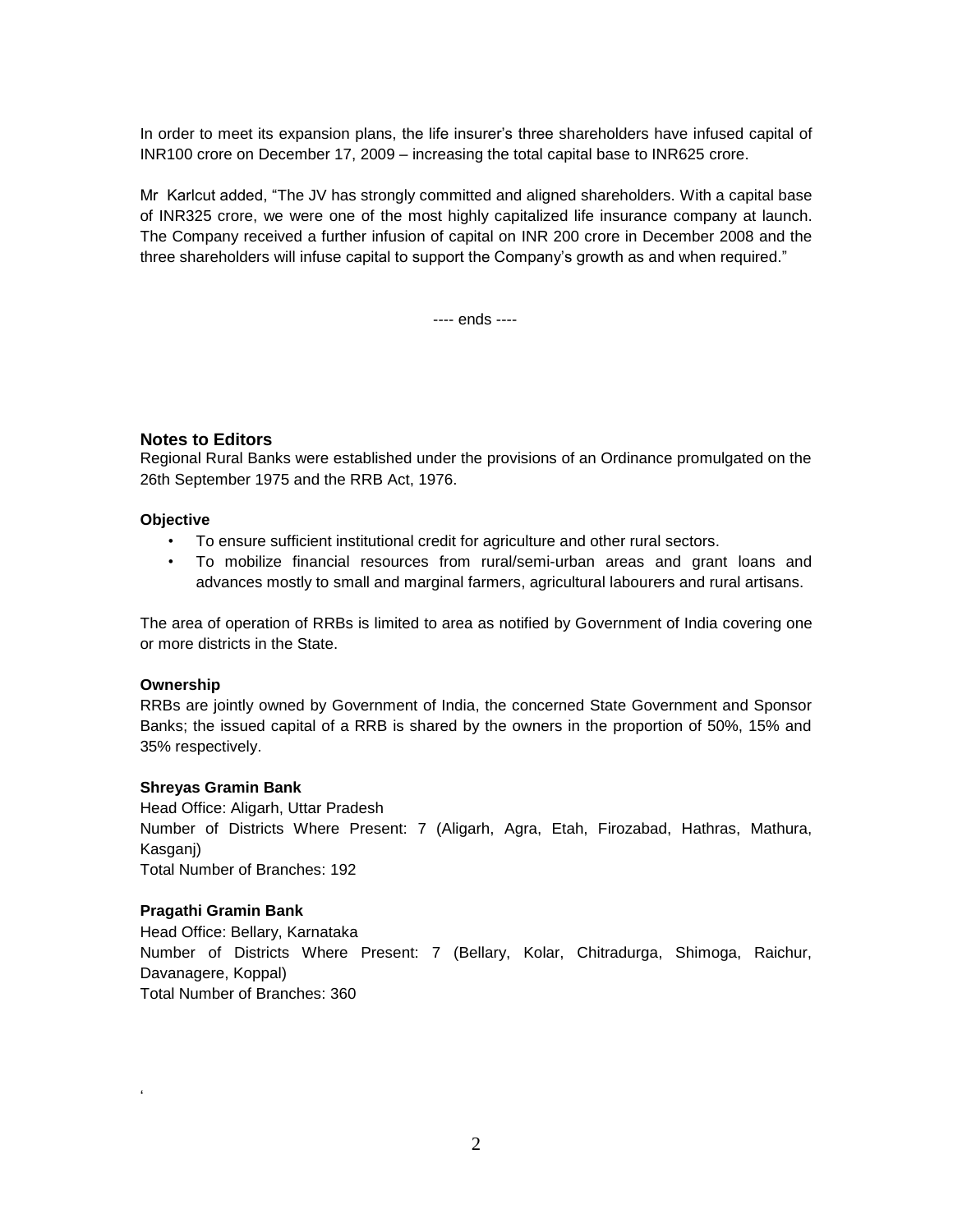In order to meet its expansion plans, the life insurer's three shareholders have infused capital of INR100 crore on December 17, 2009 – increasing the total capital base to INR625 crore.

Mr Karlcut added, "The JV has strongly committed and aligned shareholders. With a capital base of INR325 crore, we were one of the most highly capitalized life insurance company at launch. The Company received a further infusion of capital on INR 200 crore in December 2008 and the three shareholders will infuse capital to support the Company's growth as and when required."

---- ends ----

### Notes to Editors

Regional Rural Banks were established under the provisions of an Ordinance promulgated on the 26th September 1975 and the RRB Act, 1976.

**Objective**

- To ensure sufficient institutional credit for agriculture and other rural sectors.
- To mobilize financial resources from rural/semi-urban areas and grant loans and advances mostly to small and marginal farmers, agricultural labourers and rural artisans.

The area of operation of RRBs is limited to area as notified by Government of India covering one or more districts in the State.

**Ownership**

RRBs are jointly owned by Government of India, the concerned State Government and Sponsor Banks; the issued capital of a RRB is shared by the owners in the proportion of 50%, 15% and 35% respectively.

**Shreyas Gramin Bank**

Head Office: Aligarh, Uttar Pradesh
Number of Districts Where Present: 7 (Aligarh, Agra, Etah, Firozabad, Hathras, Mathura, Kasganj)
Total Number of Branches: 192

**Pragathi Gramin Bank**

Head Office: Bellary, Karnataka
Number of Districts Where Present: 7 (Bellary, Kolar, Chitradurga, Shimoga, Raichur, Davanagere, Koppal)
Total Number of Branches: 360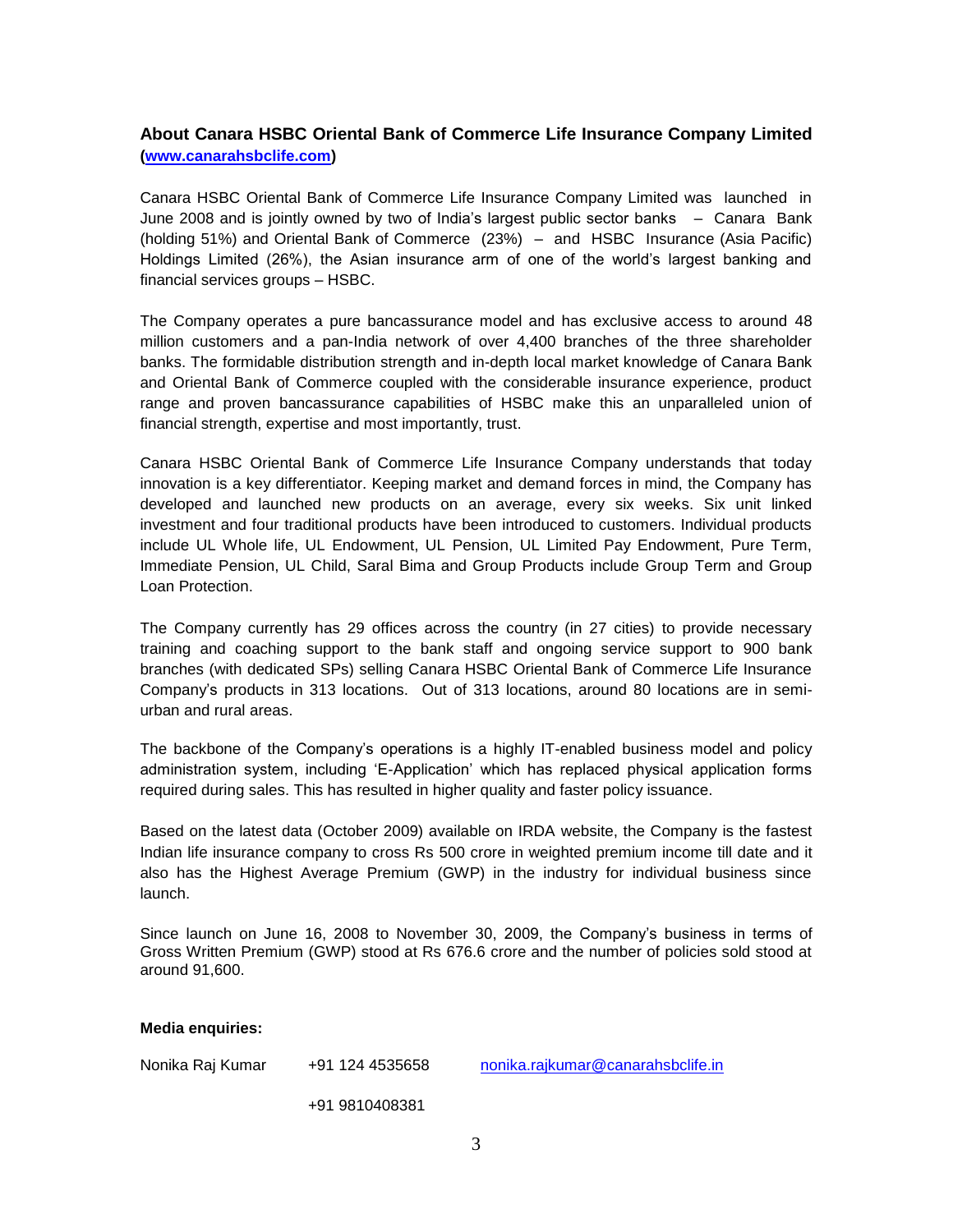## About Canara HSBC Oriental Bank of Commerce Life Insurance Company Limited ([www.canarahsbclife.com](http://www.canarahsbclife.com))

Canara HSBC Oriental Bank of Commerce Life Insurance Company Limited was launched in June 2008 and is jointly owned by two of India's largest public sector banks – Canara Bank (holding 51%) and Oriental Bank of Commerce (23%) – and HSBC Insurance (Asia Pacific) Holdings Limited (26%), the Asian insurance arm of one of the world's largest banking and financial services groups – HSBC.

The Company operates a pure bancassurance model and has exclusive access to around 48 million customers and a pan-India network of over 4,400 branches of the three shareholder banks. The formidable distribution strength and in-depth local market knowledge of Canara Bank and Oriental Bank of Commerce coupled with the considerable insurance experience, product range and proven bancassurance capabilities of HSBC make this an unparalleled union of financial strength, expertise and most importantly, trust.

Canara HSBC Oriental Bank of Commerce Life Insurance Company understands that today innovation is a key differentiator. Keeping market and demand forces in mind, the Company has developed and launched new products on an average, every six weeks. Six unit linked investment and four traditional products have been introduced to customers. Individual products include UL Whole life, UL Endowment, UL Pension, UL Limited Pay Endowment, Pure Term, Immediate Pension, UL Child, Saral Bima and Group Products include Group Term and Group Loan Protection.

The Company currently has 29 offices across the country (in 27 cities) to provide necessary training and coaching support to the bank staff and ongoing service support to 900 bank branches (with dedicated SPs) selling Canara HSBC Oriental Bank of Commerce Life Insurance Company's products in 313 locations. Out of 313 locations, around 80 locations are in semi-urban and rural areas.

The backbone of the Company's operations is a highly IT-enabled business model and policy administration system, including 'E-Application' which has replaced physical application forms required during sales. This has resulted in higher quality and faster policy issuance.

Based on the latest data (October 2009) available on IRDA website, the Company is the fastest Indian life insurance company to cross Rs 500 crore in weighted premium income till date and it also has the Highest Average Premium (GWP) in the industry for individual business since launch.

Since launch on June 16, 2008 to November 30, 2009, the Company's business in terms of Gross Written Premium (GWP) stood at Rs 676.6 crore and the number of policies sold stood at around 91,600.

**Media enquiries:**

Nonika Raj Kumar    +91 124 4535658    [nonika.rajkumar@canarahsbclife.in](mailto:nonika.rajkumar@canarahsbclife.in)

+91 9810408381